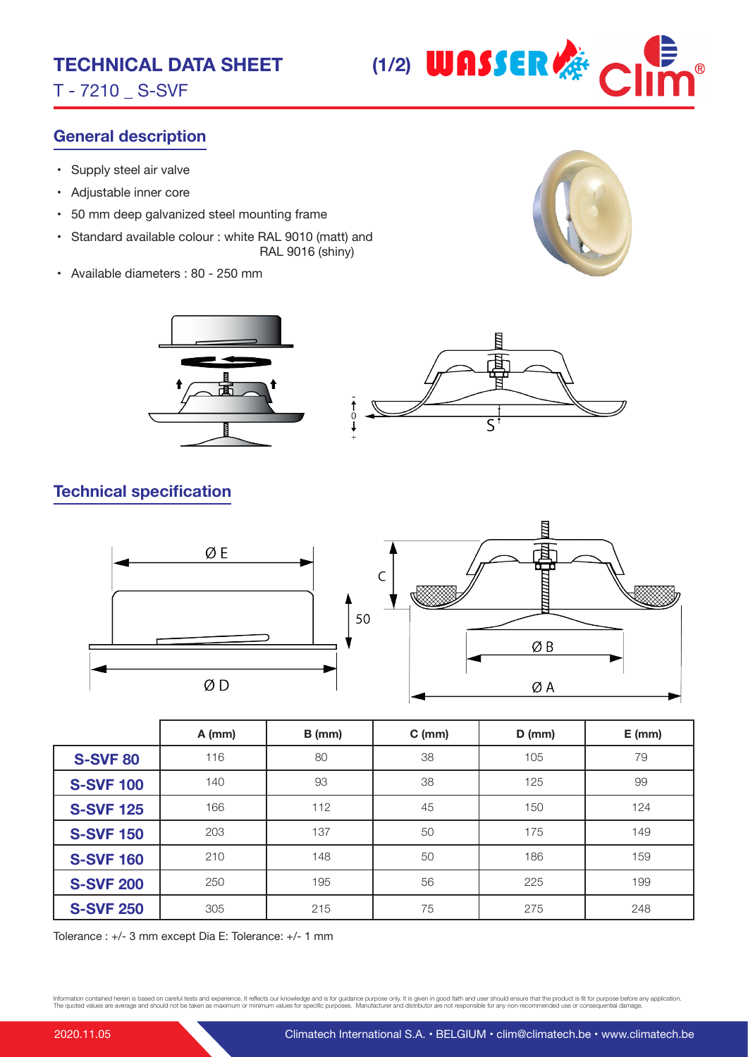# TECHNICAL DATA SHEET

T - 7210 _ S-SVF

## General description

- Supply steel air valve
- Adjustable inner core
- 50 mm deep galvanized steel mounting frame
- Standard available colour : white RAL 9010 (matt) and RAL 9016 (shiny)
- Available diameters : 80 - 250 mm

## Technical specification

| | A (mm) | B (mm) | C (mm) | D (mm) | E (mm) |
|---|---|---|---|---|---|
| **S-SVF 80** | 116 | 80 | 38 | 105 | 79 |
| **S-SVF 100** | 140 | 93 | 38 | 125 | 99 |
| **S-SVF 125** | 166 | 112 | 45 | 150 | 124 |
| **S-SVF 150** | 203 | 137 | 50 | 175 | 149 |
| **S-SVF 160** | 210 | 148 | 50 | 186 | 159 |
| **S-SVF 200** | 250 | 195 | 56 | 225 | 199 |
| **S-SVF 250** | 305 | 215 | 75 | 275 | 248 |

Tolerance : +/- 3 mm except Dia E: Tolerance: +/- 1 mm

Information contained herein is based on careful tests and experience. It reflects our knowledge and is for guidance purpose only. It is given in good faith and user should ensure that the product is fit for purpose before any application. The quoted values are average and should not be taken as maximum or minimum values for specific purposes. Manufacturer and distributor are not responsible for any non-recommended use or consequential damage.

2020.11.05 Climatech International S.A. • BELGIUM • clim@climatech.be • www.climatech.be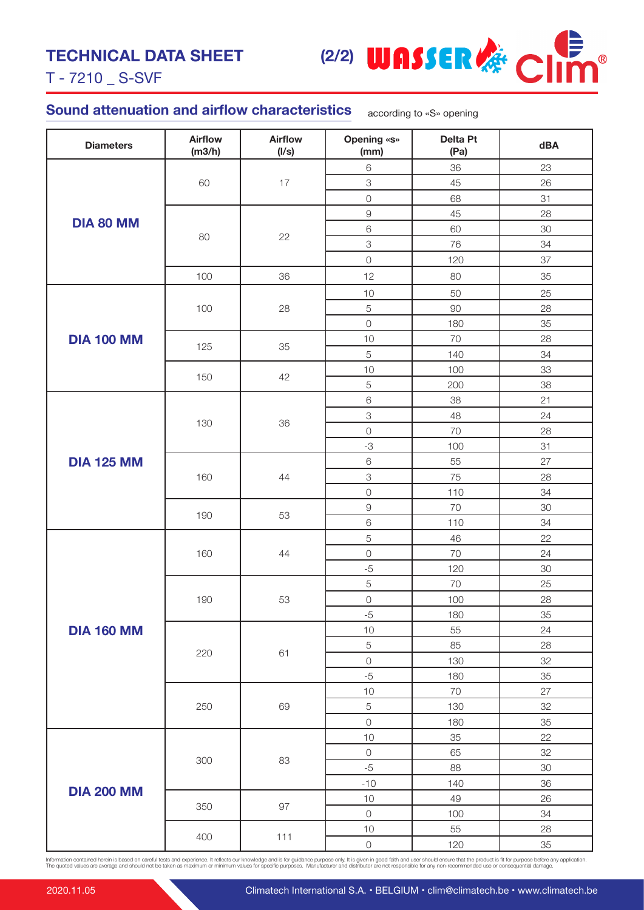# TECHNICAL DATA SHEET

T - 7210 _ S-SVF

## Sound attenuation and airflow characteristics

according to «S» opening

| Diameters | Airflow (m3/h) | Airflow (l/s) | Opening «s» (mm) | Delta Pt (Pa) | dBA |
|---|---|---|---|---|---|
| **DIA 80 MM** | 60 | 17 | 6 | 36 | 23 |
| | | | 3 | 45 | 26 |
| | | | 0 | 68 | 31 |
| | 80 | 22 | 9 | 45 | 28 |
| | | | 6 | 60 | 30 |
| | | | 3 | 76 | 34 |
| | | | 0 | 120 | 37 |
| | 100 | 36 | 12 | 80 | 35 |
| **DIA 100 MM** | 100 | 28 | 10 | 50 | 25 |
| | | | 5 | 90 | 28 |
| | | | 0 | 180 | 35 |
| | 125 | 35 | 10 | 70 | 28 |
| | | | 5 | 140 | 34 |
| | 150 | 42 | 10 | 100 | 33 |
| | | | 5 | 200 | 38 |
| **DIA 125 MM** | 130 | 36 | 6 | 38 | 21 |
| | | | 3 | 48 | 24 |
| | | | 0 | 70 | 28 |
| | | | -3 | 100 | 31 |
| | 160 | 44 | 6 | 55 | 27 |
| | | | 3 | 75 | 28 |
| | | | 0 | 110 | 34 |
| | 190 | 53 | 9 | 70 | 30 |
| | | | 6 | 110 | 34 |
| **DIA 160 MM** | 160 | 44 | 5 | 46 | 22 |
| | | | 0 | 70 | 24 |
| | | | -5 | 120 | 30 |
| | 190 | 53 | 5 | 70 | 25 |
| | | | 0 | 100 | 28 |
| | | | -5 | 180 | 35 |
| | 220 | 61 | 10 | 55 | 24 |
| | | | 5 | 85 | 28 |
| | | | 0 | 130 | 32 |
| | | | -5 | 180 | 35 |
| | 250 | 69 | 10 | 70 | 27 |
| | | | 5 | 130 | 32 |
| | | | 0 | 180 | 35 |
| **DIA 200 MM** | 300 | 83 | 10 | 35 | 22 |
| | | | 0 | 65 | 32 |
| | | | -5 | 88 | 30 |
| | | | -10 | 140 | 36 |
| | 350 | 97 | 10 | 49 | 26 |
| | | | 0 | 100 | 34 |
| | 400 | 111 | 10 | 55 | 28 |
| | | | 0 | 120 | 35 |

Information contained herein is based on careful tests and experience. It reflects our knowledge and is for guidance purpose only. It is given in good faith and user should ensure that the product is fit for purpose before any application. The quoted values are average and should not be taken as maximum or minimum values for specific purposes. Manufacturer and distributor are not responsible for any non-recommended use or consequential damage.

2020.11.05 Climatech International S.A. • BELGIUM • clim@climatech.be • www.climatech.be